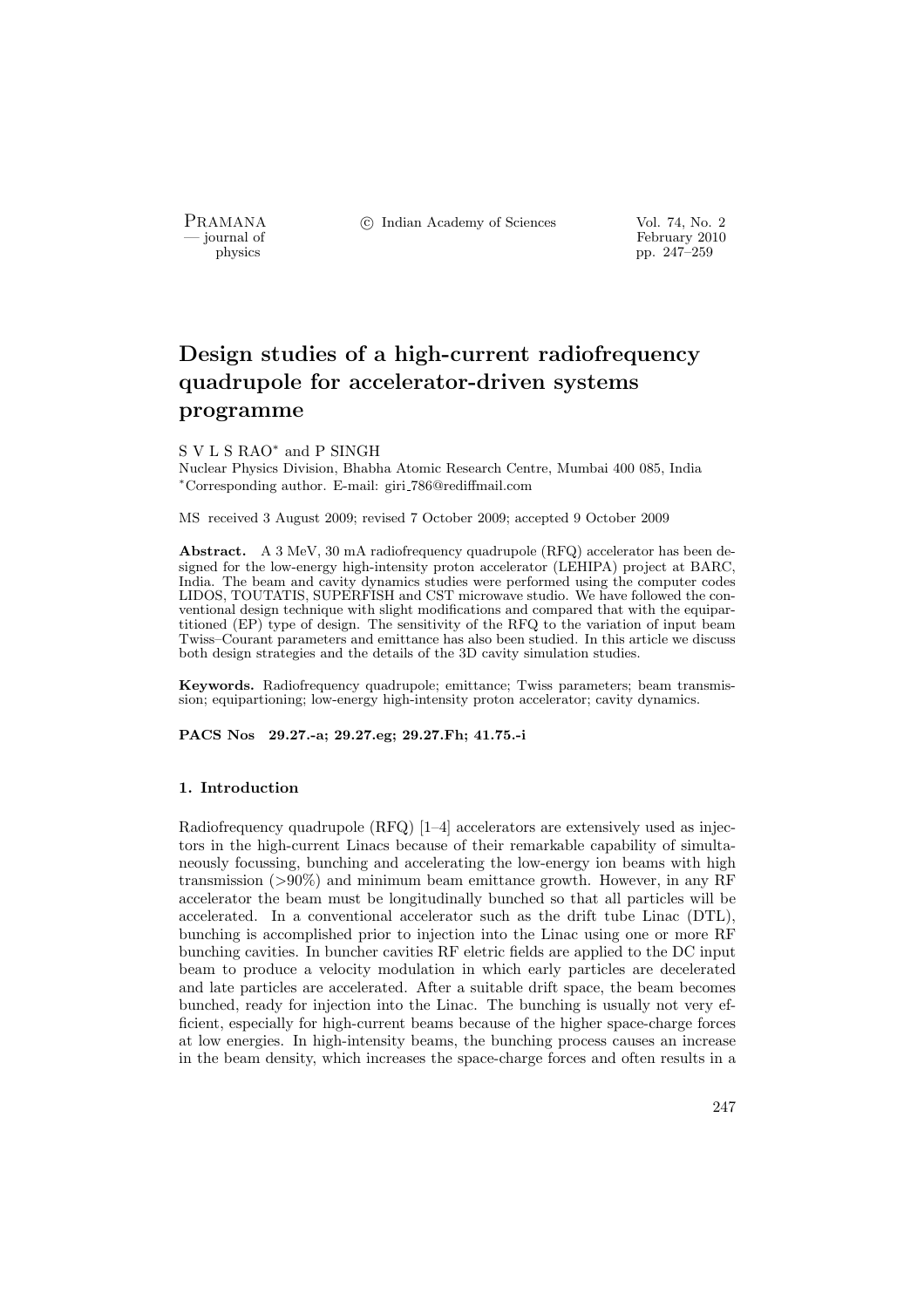# Design studies of a high-current radiofrequency quadrupole for accelerator-driven systems programme

S V L S RAO* and P SINGH

Nuclear Physics Division, Bhabha Atomic Research Centre, Mumbai 400 085, India
*Corresponding author. E-mail: giri_786@rediffmail.com

MS received 3 August 2009; revised 7 October 2009; accepted 9 October 2009

**Abstract.** A 3 MeV, 30 mA radiofrequency quadrupole (RFQ) accelerator has been designed for the low-energy high-intensity proton accelerator (LEHIPA) project at BARC, India. The beam and cavity dynamics studies were performed using the computer codes LIDOS, TOUTATIS, SUPERFISH and CST microwave studio. We have followed the conventional design technique with slight modifications and compared that with the equipartitioned (EP) type of design. The sensitivity of the RFQ to the variation of input beam Twiss–Courant parameters and emittance has also been studied. In this article we discuss both design strategies and the details of the 3D cavity simulation studies.

**Keywords.** Radiofrequency quadrupole; emittance; Twiss parameters; beam transmission; equipartioning; low-energy high-intensity proton accelerator; cavity dynamics.

**PACS Nos 29.27.-a; 29.27.eg; 29.27.Fh; 41.75.-i**

## 1. Introduction

Radiofrequency quadrupole (RFQ) [1–4] accelerators are extensively used as injectors in the high-current Linacs because of their remarkable capability of simultaneously focussing, bunching and accelerating the low-energy ion beams with high transmission (>90%) and minimum beam emittance growth. However, in any RF accelerator the beam must be longitudinally bunched so that all particles will be accelerated. In a conventional accelerator such as the drift tube Linac (DTL), bunching is accomplished prior to injection into the Linac using one or more RF bunching cavities. In buncher cavities RF eletric fields are applied to the DC input beam to produce a velocity modulation in which early particles are decelerated and late particles are accelerated. After a suitable drift space, the beam becomes bunched, ready for injection into the Linac. The bunching is usually not very efficient, especially for high-current beams because of the higher space-charge forces at low energies. In high-intensity beams, the bunching process causes an increase in the beam density, which increases the space-charge forces and often results in a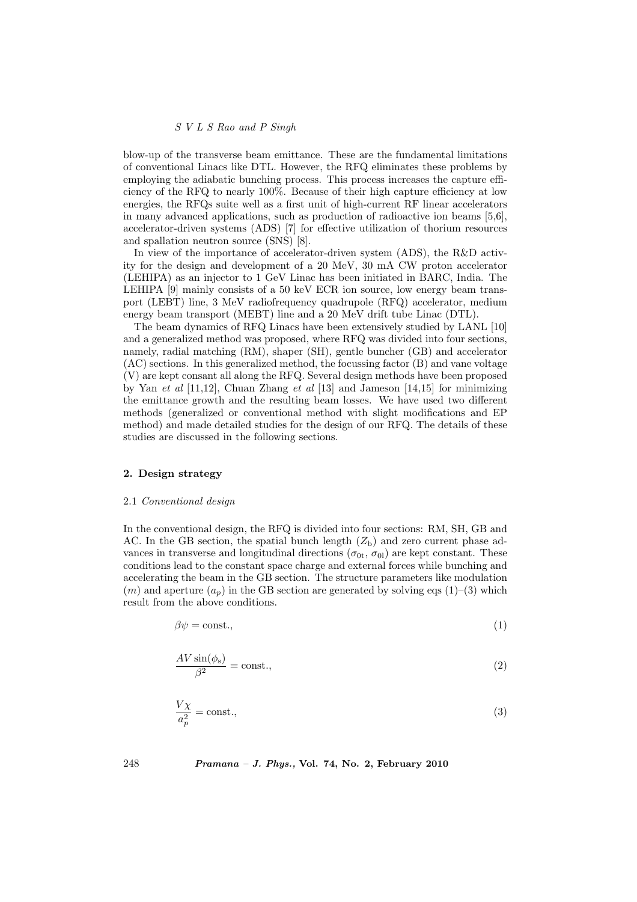blow-up of the transverse beam emittance. These are the fundamental limitations of conventional Linacs like DTL. However, the RFQ eliminates these problems by employing the adiabatic bunching process. This process increases the capture efficiency of the RFQ to nearly 100%. Because of their high capture efficiency at low energies, the RFQs suite well as a first unit of high-current RF linear accelerators in many advanced applications, such as production of radioactive ion beams [5,6], accelerator-driven systems (ADS) [7] for effective utilization of thorium resources and spallation neutron source (SNS) [8].

In view of the importance of accelerator-driven system (ADS), the R&D activity for the design and development of a 20 MeV, 30 mA CW proton accelerator (LEHIPA) as an injector to 1 GeV Linac has been initiated in BARC, India. The LEHIPA [9] mainly consists of a 50 keV ECR ion source, low energy beam transport (LEBT) line, 3 MeV radiofrequency quadrupole (RFQ) accelerator, medium energy beam transport (MEBT) line and a 20 MeV drift tube Linac (DTL).

The beam dynamics of RFQ Linacs have been extensively studied by LANL [10] and a generalized method was proposed, where RFQ was divided into four sections, namely, radial matching (RM), shaper (SH), gentle buncher (GB) and accelerator (AC) sections. In this generalized method, the focussing factor (B) and vane voltage (V) are kept consant all along the RFQ. Several design methods have been proposed by Yan *et al* [11,12], Chuan Zhang *et al* [13] and Jameson [14,15] for minimizing the emittance growth and the resulting beam losses. We have used two different methods (generalized or conventional method with slight modifications and EP method) and made detailed studies for the design of our RFQ. The details of these studies are discussed in the following sections.

## 2. Design strategy

### 2.1 *Conventional design*

In the conventional design, the RFQ is divided into four sections: RM, SH, GB and AC. In the GB section, the spatial bunch length ($Z_{\rm b}$) and zero current phase advances in transverse and longitudinal directions ($\sigma_{0{\rm t}}$, $\sigma_{0{\rm l}}$) are kept constant. These conditions lead to the constant space charge and external forces while bunching and accelerating the beam in the GB section. The structure parameters like modulation ($m$) and aperture ($a_p$) in the GB section are generated by solving eqs (1)–(3) which result from the above conditions.

$$\beta\psi = \text{const.,} \tag{1}$$

$$\frac{AV\sin(\phi_{\rm s})}{\beta^2} = \text{const.,} \tag{2}$$

$$\frac{V\chi}{a_p^2} = \text{const.,} \tag{3}$$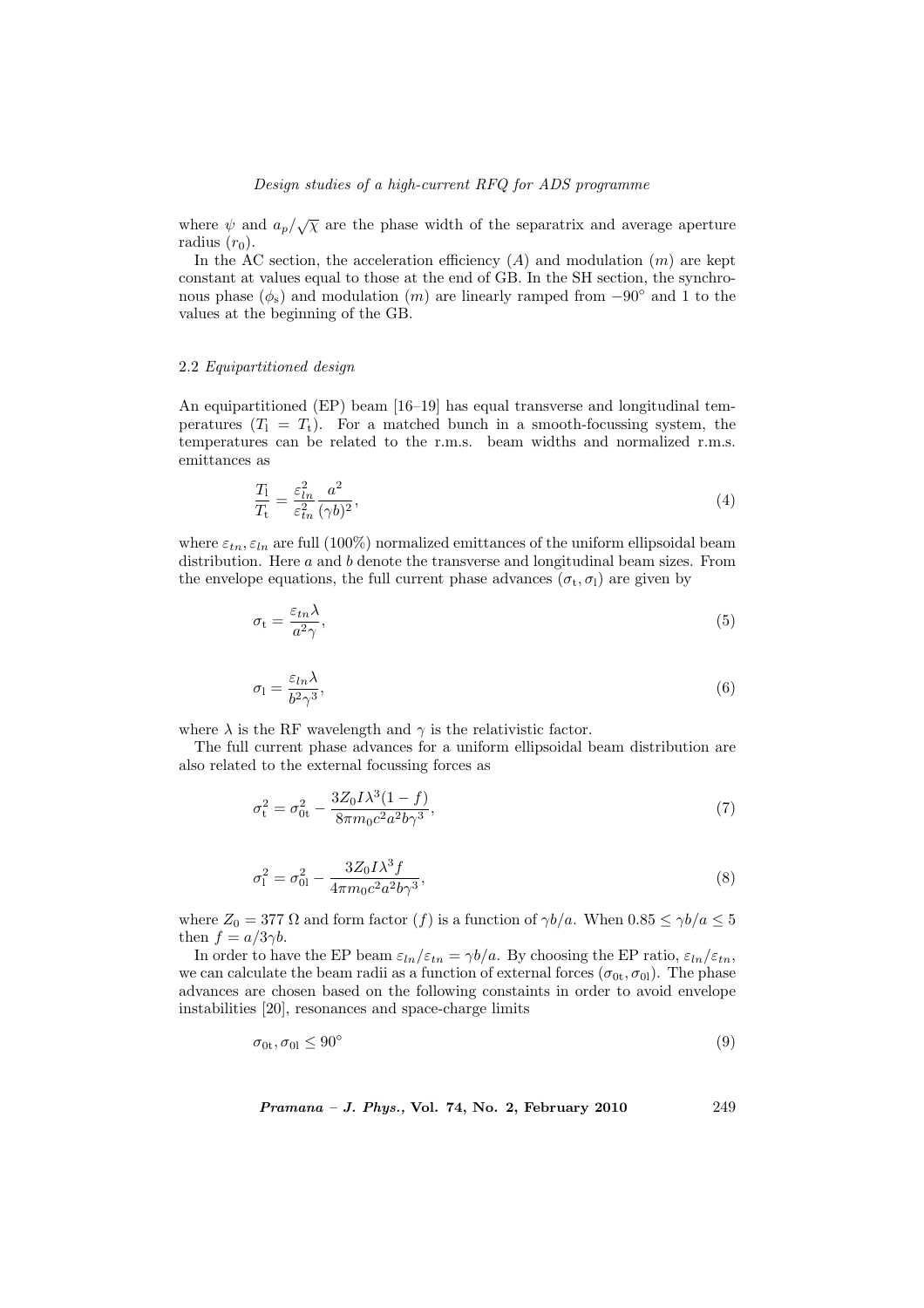where $\psi$ and $a_p/\sqrt{\chi}$ are the phase width of the separatrix and average aperture radius ($r_0$).

In the AC section, the acceleration efficiency ($A$) and modulation ($m$) are kept constant at values equal to those at the end of GB. In the SH section, the synchronous phase ($\phi_s$) and modulation ($m$) are linearly ramped from $-90^\circ$ and 1 to the values at the beginning of the GB.

### 2.2 *Equipartitioned design*

An equipartitioned (EP) beam [16–19] has equal transverse and longitudinal temperatures ($T_l = T_t$). For a matched bunch in a smooth-focussing system, the temperatures can be related to the r.m.s. beam widths and normalized r.m.s. emittances as

$$\frac{T_l}{T_t} = \frac{\varepsilon_{ln}^2}{\varepsilon_{tn}^2}\frac{a^2}{(\gamma b)^2}, \tag{4}$$

where $\varepsilon_{tn}, \varepsilon_{ln}$ are full (100%) normalized emittances of the uniform ellipsoidal beam distribution. Here $a$ and $b$ denote the transverse and longitudinal beam sizes. From the envelope equations, the full current phase advances ($\sigma_t, \sigma_l$) are given by

$$\sigma_t = \frac{\varepsilon_{tn}\lambda}{a^2\gamma}, \tag{5}$$

$$\sigma_l = \frac{\varepsilon_{ln}\lambda}{b^2\gamma^3}, \tag{6}$$

where $\lambda$ is the RF wavelength and $\gamma$ is the relativistic factor.

The full current phase advances for a uniform ellipsoidal beam distribution are also related to the external focussing forces as

$$\sigma_t^2 = \sigma_{0t}^2 - \frac{3Z_0 I\lambda^3(1-f)}{8\pi m_0 c^2 a^2 b\gamma^3}, \tag{7}$$

$$\sigma_l^2 = \sigma_{0l}^2 - \frac{3Z_0 I\lambda^3 f}{4\pi m_0 c^2 a^2 b\gamma^3}, \tag{8}$$

where $Z_0 = 377\ \Omega$ and form factor ($f$) is a function of $\gamma b/a$. When $0.85 \le \gamma b/a \le 5$ then $f = a/3\gamma b$.

In order to have the EP beam $\varepsilon_{ln}/\varepsilon_{tn} = \gamma b/a$. By choosing the EP ratio, $\varepsilon_{ln}/\varepsilon_{tn}$, we can calculate the beam radii as a function of external forces ($\sigma_{0t}, \sigma_{0l}$). The phase advances are chosen based on the following constaints in order to avoid envelope instabilities [20], resonances and space-charge limits

$$\sigma_{0t}, \sigma_{0l} \le 90^\circ \tag{9}$$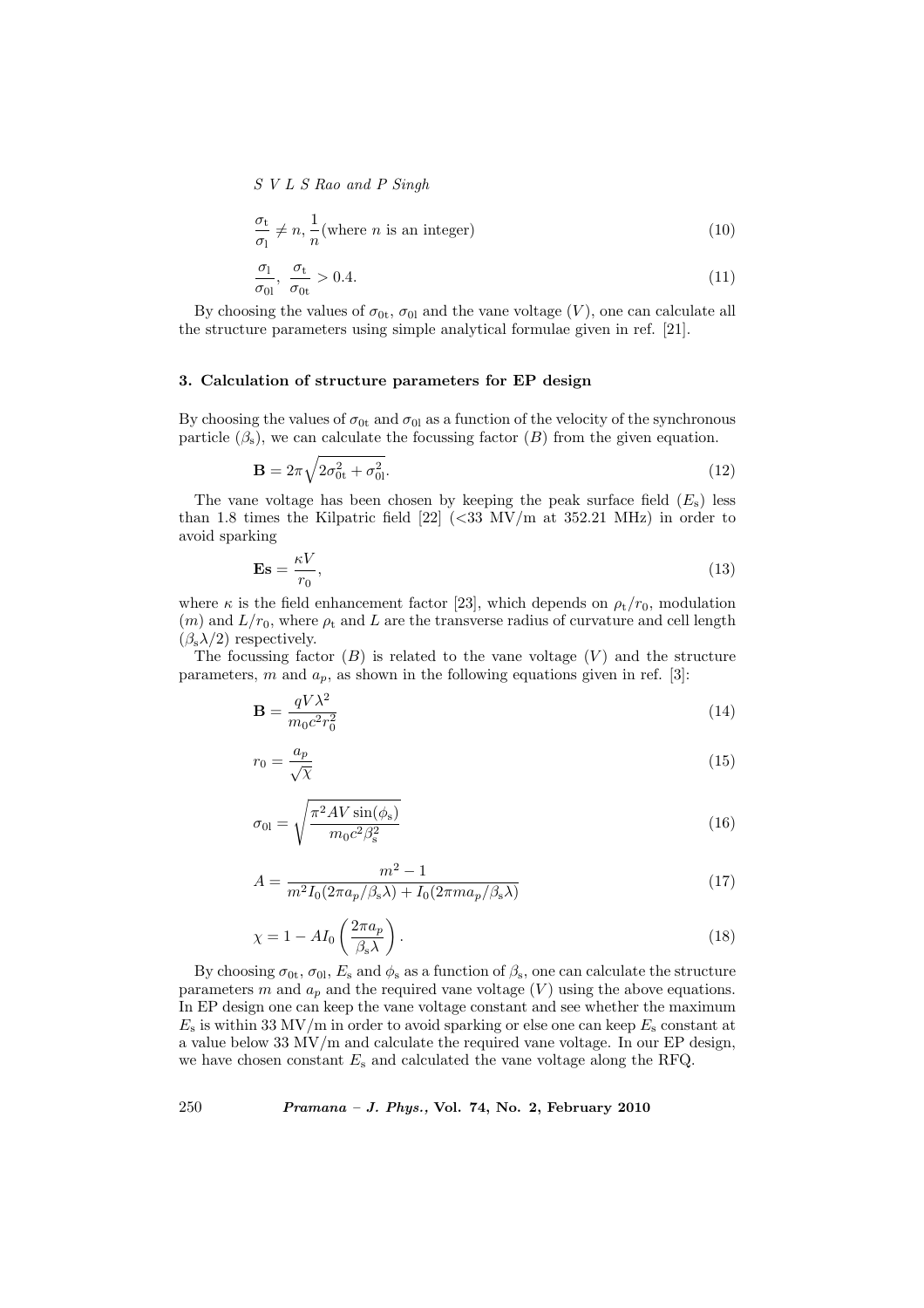$$\frac{\sigma_{\rm t}}{\sigma_{\rm l}} \neq n, \frac{1}{n} (\text{where } n \text{ is an integer}) \tag{10}$$

$$\frac{\sigma_{\rm l}}{\sigma_{\rm 0l}},\ \frac{\sigma_{\rm t}}{\sigma_{\rm 0t}} > 0.4. \tag{11}$$

By choosing the values of $\sigma_{\rm 0t}$, $\sigma_{\rm 0l}$ and the vane voltage ($V$), one can calculate all the structure parameters using simple analytical formulae given in ref. [21].

### 3. Calculation of structure parameters for EP design

By choosing the values of $\sigma_{\rm 0t}$ and $\sigma_{\rm 0l}$ as a function of the velocity of the synchronous particle ($\beta_{\rm s}$), we can calculate the focussing factor ($B$) from the given equation.

$$\mathbf{B} = 2\pi\sqrt{2\sigma_{\rm 0t}^2 + \sigma_{\rm 0l}^2}. \tag{12}$$

The vane voltage has been chosen by keeping the peak surface field ($E_{\rm s}$) less than 1.8 times the Kilpatric field [22] (<33 MV/m at 352.21 MHz) in order to avoid sparking

$$\mathbf{Es} = \frac{\kappa V}{r_0}, \tag{13}$$

where $\kappa$ is the field enhancement factor [23], which depends on $\rho_{\rm t}/r_0$, modulation ($m$) and $L/r_0$, where $\rho_{\rm t}$ and $L$ are the transverse radius of curvature and cell length ($\beta_{\rm s}\lambda/2$) respectively.

The focussing factor ($B$) is related to the vane voltage ($V$) and the structure parameters, $m$ and $a_p$, as shown in the following equations given in ref. [3]:

$$\mathbf{B} = \frac{qV\lambda^2}{m_0c^2r_0^2} \tag{14}$$

$$r_0 = \frac{a_p}{\sqrt{\chi}} \tag{15}$$

$$\sigma_{\rm 0l} = \sqrt{\frac{\pi^2 AV\sin(\phi_{\rm s})}{m_0c^2\beta_{\rm s}^2}} \tag{16}$$

$$A = \frac{m^2 - 1}{m^2 I_0(2\pi a_p/\beta_{\rm s}\lambda) + I_0(2\pi m a_p/\beta_{\rm s}\lambda)} \tag{17}$$

$$\chi = 1 - AI_0\left(\frac{2\pi a_p}{\beta_{\rm s}\lambda}\right). \tag{18}$$

By choosing $\sigma_{\rm 0t}$, $\sigma_{\rm 0l}$, $E_{\rm s}$ and $\phi_{\rm s}$ as a function of $\beta_{\rm s}$, one can calculate the structure parameters $m$ and $a_p$ and the required vane voltage ($V$) using the above equations. In EP design one can keep the vane voltage constant and see whether the maximum $E_{\rm s}$ is within 33 MV/m in order to avoid sparking or else one can keep $E_{\rm s}$ constant at a value below 33 MV/m and calculate the required vane voltage. In our EP design, we have chosen constant $E_{\rm s}$ and calculated the vane voltage along the RFQ.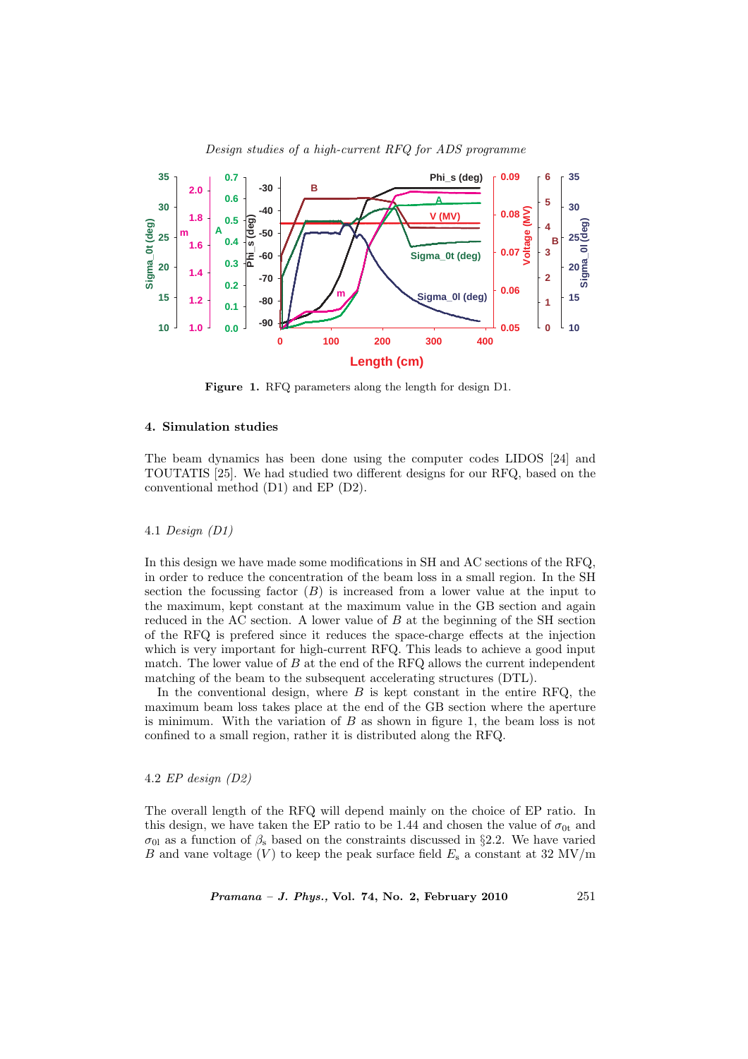Figure 1. RFQ parameters along the length for design D1.

## 4. Simulation studies

The beam dynamics has been done using the computer codes LIDOS [24] and TOUTATIS [25]. We had studied two different designs for our RFQ, based on the conventional method (D1) and EP (D2).

### 4.1 *Design (D1)*

In this design we have made some modifications in SH and AC sections of the RFQ, in order to reduce the concentration of the beam loss in a small region. In the SH section the focussing factor ($B$) is increased from a lower value at the input to the maximum, kept constant at the maximum value in the GB section and again reduced in the AC section. A lower value of $B$ at the beginning of the SH section of the RFQ is prefered since it reduces the space-charge effects at the injection which is very important for high-current RFQ. This leads to achieve a good input match. The lower value of $B$ at the end of the RFQ allows the current independent matching of the beam to the subsequent accelerating structures (DTL).

In the conventional design, where $B$ is kept constant in the entire RFQ, the maximum beam loss takes place at the end of the GB section where the aperture is minimum. With the variation of $B$ as shown in figure 1, the beam loss is not confined to a small region, rather it is distributed along the RFQ.

### 4.2 *EP design (D2)*

The overall length of the RFQ will depend mainly on the choice of EP ratio. In this design, we have taken the EP ratio to be 1.44 and chosen the value of $\sigma_{0t}$ and $\sigma_{0l}$ as a function of $\beta_s$ based on the constraints discussed in §2.2. We have varied $B$ and vane voltage ($V$) to keep the peak surface field $E_s$ a constant at 32 MV/m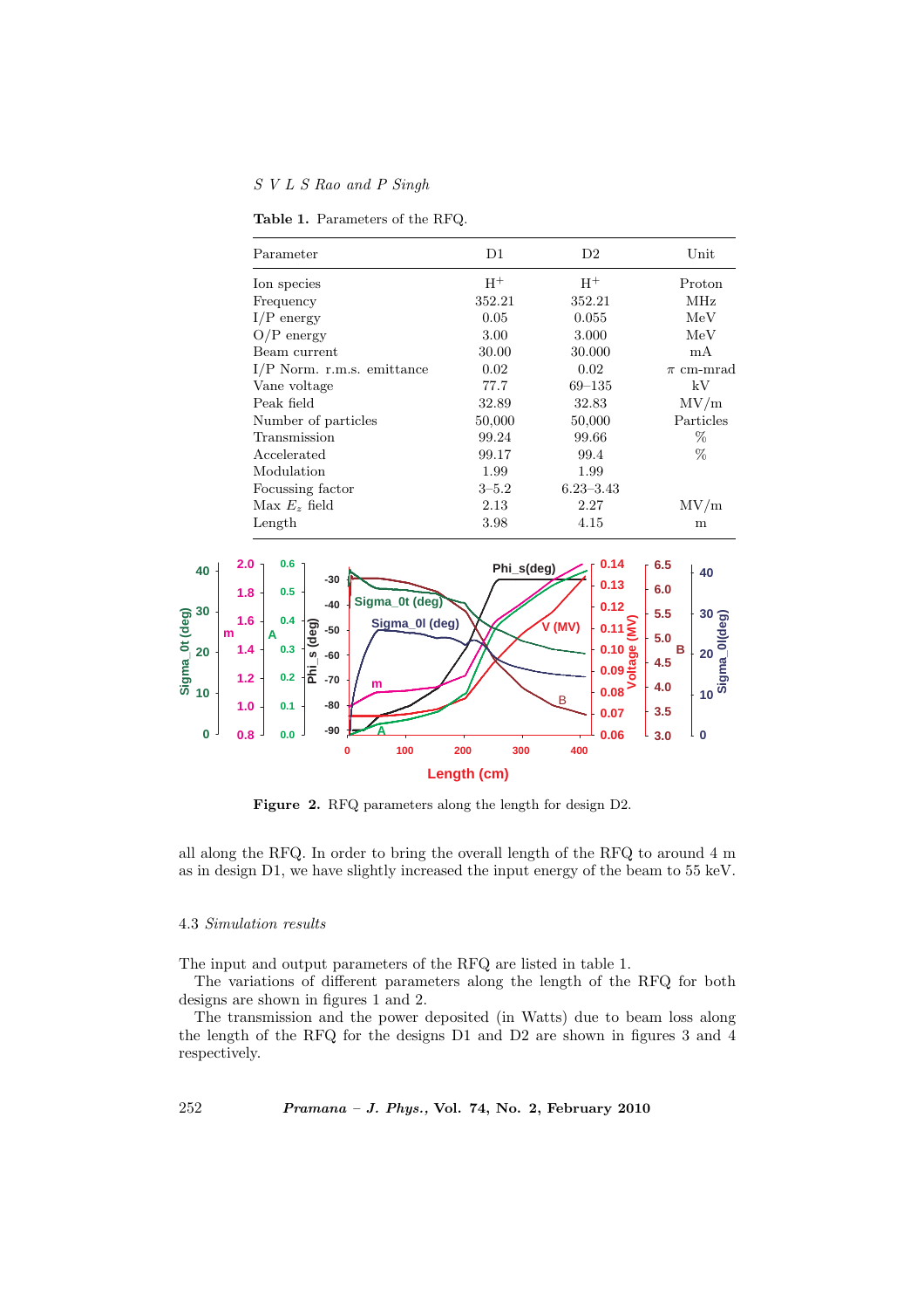**Table 1.** Parameters of the RFQ.

| Parameter | D1 | D2 | Unit |
|---|---|---|---|
| Ion species | $H^+$ | $H^+$ | Proton |
| Frequency | 352.21 | 352.21 | MHz |
| I/P energy | 0.05 | 0.055 | MeV |
| O/P energy | 3.00 | 3.000 | MeV |
| Beam current | 30.00 | 30.000 | mA |
| I/P Norm. r.m.s. emittance | 0.02 | 0.02 | $\pi$ cm-mrad |
| Vane voltage | 77.7 | 69–135 | kV |
| Peak field | 32.89 | 32.83 | MV/m |
| Number of particles | 50,000 | 50,000 | Particles |
| Transmission | 99.24 | 99.66 | % |
| Accelerated | 99.17 | 99.4 | % |
| Modulation | 1.99 | 1.99 | |
| Focussing factor | 3–5.2 | 6.23–3.43 | |
| Max $E_z$ field | 2.13 | 2.27 | MV/m |
| Length | 3.98 | 4.15 | m |

**Figure 2.** RFQ parameters along the length for design D2.

all along the RFQ. In order to bring the overall length of the RFQ to around 4 m as in design D1, we have slightly increased the input energy of the beam to 55 keV.

### 4.3 *Simulation results*

The input and output parameters of the RFQ are listed in table 1.

The variations of different parameters along the length of the RFQ for both designs are shown in figures 1 and 2.

The transmission and the power deposited (in Watts) due to beam loss along the length of the RFQ for the designs D1 and D2 are shown in figures 3 and 4 respectively.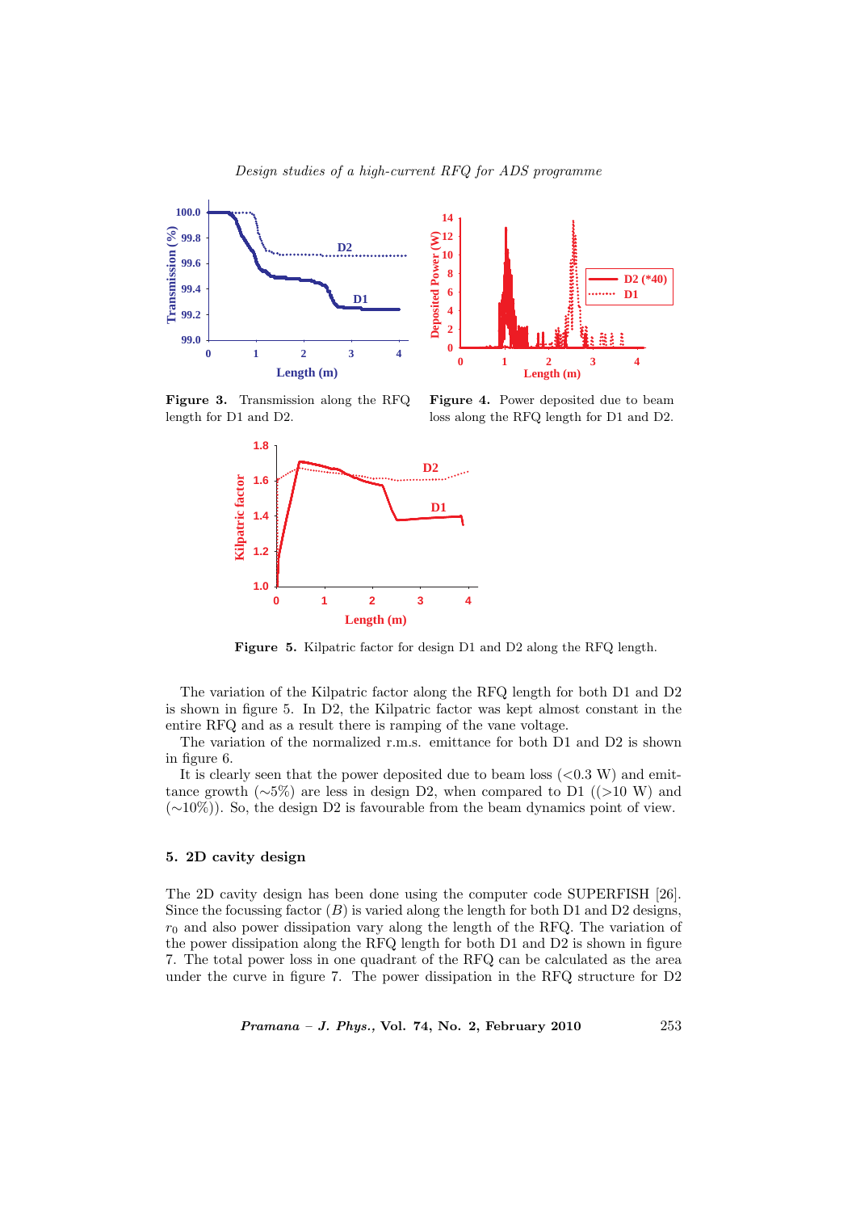**Figure 3.** Transmission along the RFQ length for D1 and D2.

**Figure 4.** Power deposited due to beam loss along the RFQ length for D1 and D2.

**Figure 5.** Kilpatric factor for design D1 and D2 along the RFQ length.

The variation of the Kilpatric factor along the RFQ length for both D1 and D2 is shown in figure 5. In D2, the Kilpatric factor was kept almost constant in the entire RFQ and as a result there is ramping of the vane voltage.

The variation of the normalized r.m.s. emittance for both D1 and D2 is shown in figure 6.

It is clearly seen that the power deposited due to beam loss (<0.3 W) and emittance growth (∼5%) are less in design D2, when compared to D1 ((>10 W) and (∼10%)). So, the design D2 is favourable from the beam dynamics point of view.

## 5. 2D cavity design

The 2D cavity design has been done using the computer code SUPERFISH [26]. Since the focussing factor ($B$) is varied along the length for both D1 and D2 designs, $r_0$ and also power dissipation vary along the length of the RFQ. The variation of the power dissipation along the RFQ length for both D1 and D2 is shown in figure 7. The total power loss in one quadrant of the RFQ can be calculated as the area under the curve in figure 7. The power dissipation in the RFQ structure for D2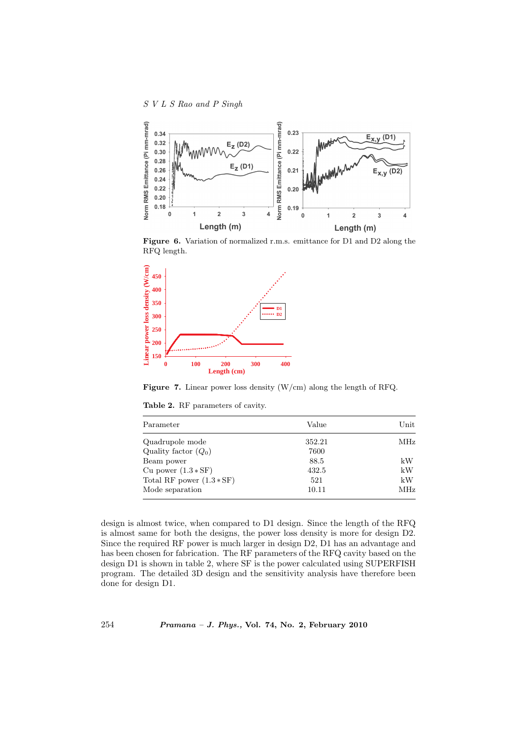**Figure 6.** Variation of normalized r.m.s. emittance for D1 and D2 along the RFQ length.

**Figure 7.** Linear power loss density (W/cm) along the length of RFQ.

**Table 2.** RF parameters of cavity.

| Parameter | Value | Unit |
|---|---|---|
| Quadrupole mode | 352.21 | MHz |
| Quality factor ($Q_0$) | 7600 | |
| Beam power | 88.5 | kW |
| Cu power ($1.3 * \mathrm{SF}$) | 432.5 | kW |
| Total RF power ($1.3 * \mathrm{SF}$) | 521 | kW |
| Mode separation | 10.11 | MHz |

design is almost twice, when compared to D1 design. Since the length of the RFQ is almost same for both the designs, the power loss density is more for design D2. Since the required RF power is much larger in design D2, D1 has an advantage and has been chosen for fabrication. The RF parameters of the RFQ cavity based on the design D1 is shown in table 2, where SF is the power calculated using SUPERFISH program. The detailed 3D design and the sensitivity analysis have therefore been done for design D1.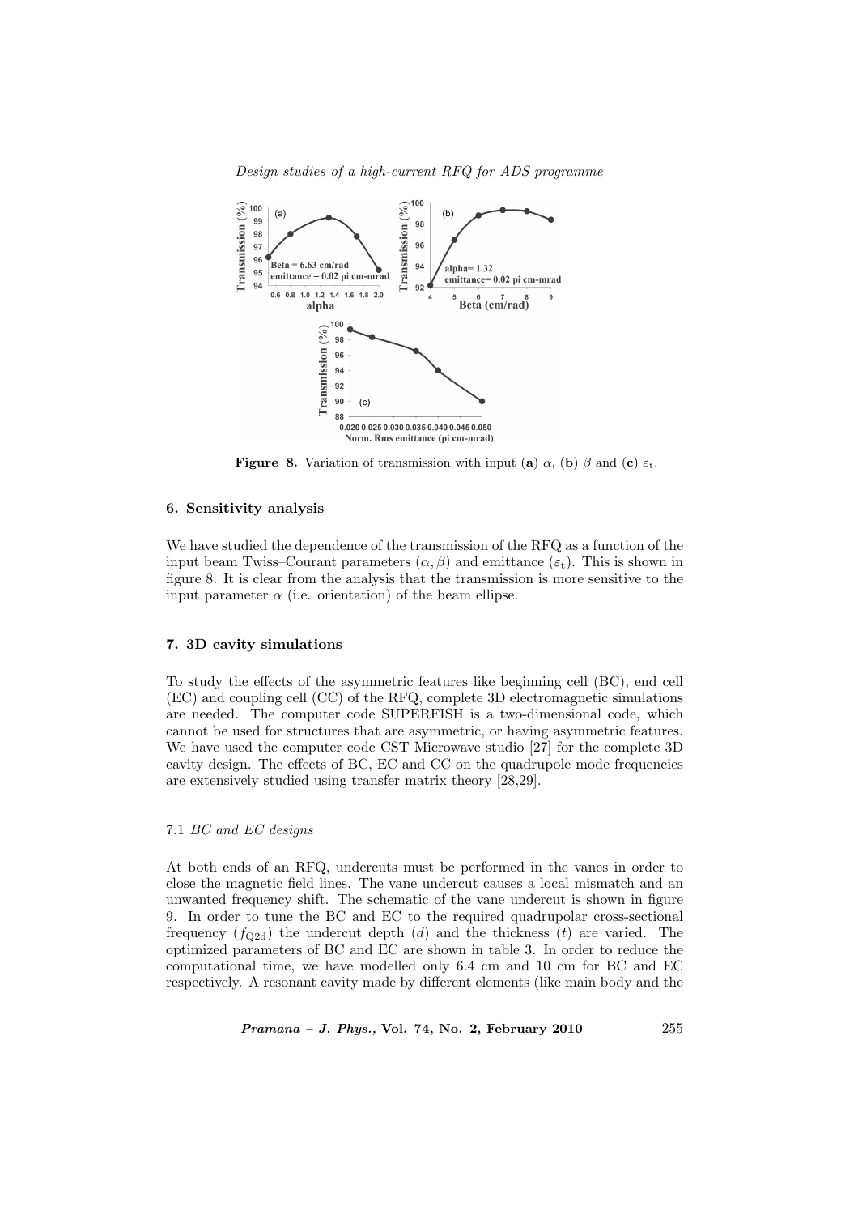**Figure 8.** Variation of transmission with input (**a**) $\alpha$, (**b**) $\beta$ and (**c**) $\varepsilon_t$.

## 6. Sensitivity analysis

We have studied the dependence of the transmission of the RFQ as a function of the input beam Twiss–Courant parameters ($\alpha, \beta$) and emittance ($\varepsilon_t$). This is shown in figure 8. It is clear from the analysis that the transmission is more sensitive to the input parameter $\alpha$ (i.e. orientation) of the beam ellipse.

## 7. 3D cavity simulations

To study the effects of the asymmetric features like beginning cell (BC), end cell (EC) and coupling cell (CC) of the RFQ, complete 3D electromagnetic simulations are needed. The computer code SUPERFISH is a two-dimensional code, which cannot be used for structures that are asymmetric, or having asymmetric features. We have used the computer code CST Microwave studio [27] for the complete 3D cavity design. The effects of BC, EC and CC on the quadrupole mode frequencies are extensively studied using transfer matrix theory [28,29].

### 7.1 *BC and EC designs*

At both ends of an RFQ, undercuts must be performed in the vanes in order to close the magnetic field lines. The vane undercut causes a local mismatch and an unwanted frequency shift. The schematic of the vane undercut is shown in figure 9. In order to tune the BC and EC to the required quadrupolar cross-sectional frequency ($f_{\mathrm{Q2d}}$) the undercut depth ($d$) and the thickness ($t$) are varied. The optimized parameters of BC and EC are shown in table 3. In order to reduce the computational time, we have modelled only 6.4 cm and 10 cm for BC and EC respectively. A resonant cavity made by different elements (like main body and the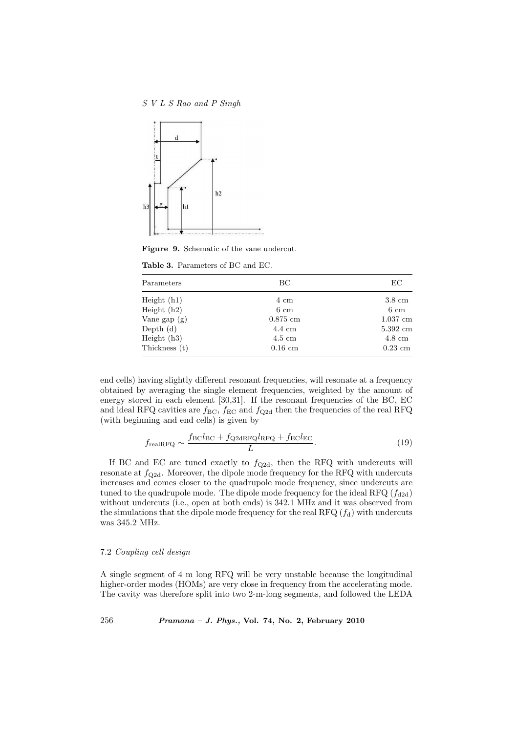**Figure 9.** Schematic of the vane undercut.

**Table 3.** Parameters of BC and EC.

| Parameters | BC | EC |
|---|---|---|
| Height (h1) | 4 cm | 3.8 cm |
| Height (h2) | 6 cm | 6 cm |
| Vane gap (g) | 0.875 cm | 1.037 cm |
| Depth (d) | 4.4 cm | 5.392 cm |
| Height (h3) | 4.5 cm | 4.8 cm |
| Thickness (t) | 0.16 cm | 0.23 cm |

end cells) having slightly different resonant frequencies, will resonate at a frequency obtained by averaging the single element frequencies, weighted by the amount of energy stored in each element [30,31]. If the resonant frequencies of the BC, EC and ideal RFQ cavities are $f_{\mathrm{BC}}$, $f_{\mathrm{EC}}$ and $f_{\mathrm{Q2d}}$ then the frequencies of the real RFQ (with beginning and end cells) is given by

$$f_{\mathrm{realRFQ}} \sim \frac{f_{\mathrm{BC}} l_{\mathrm{BC}} + f_{\mathrm{Q2dRFQ}} l_{\mathrm{RFQ}} + f_{\mathrm{EC}} l_{\mathrm{EC}}}{L}. \tag{19}$$

If BC and EC are tuned exactly to $f_{\mathrm{Q2d}}$, then the RFQ with undercuts will resonate at $f_{\mathrm{Q2d}}$. Moreover, the dipole mode frequency for the RFQ with undercuts increases and comes closer to the quadrupole mode frequency, since undercuts are tuned to the quadrupole mode. The dipole mode frequency for the ideal RFQ ($f_{\mathrm{d2d}}$) without undercuts (i.e., open at both ends) is 342.1 MHz and it was observed from the simulations that the dipole mode frequency for the real RFQ ($f_{\mathrm{d}}$) with undercuts was 345.2 MHz.

### 7.2 *Coupling cell design*

A single segment of 4 m long RFQ will be very unstable because the longitudinal higher-order modes (HOMs) are very close in frequency from the accelerating mode. The cavity was therefore split into two 2-m-long segments, and followed the LEDA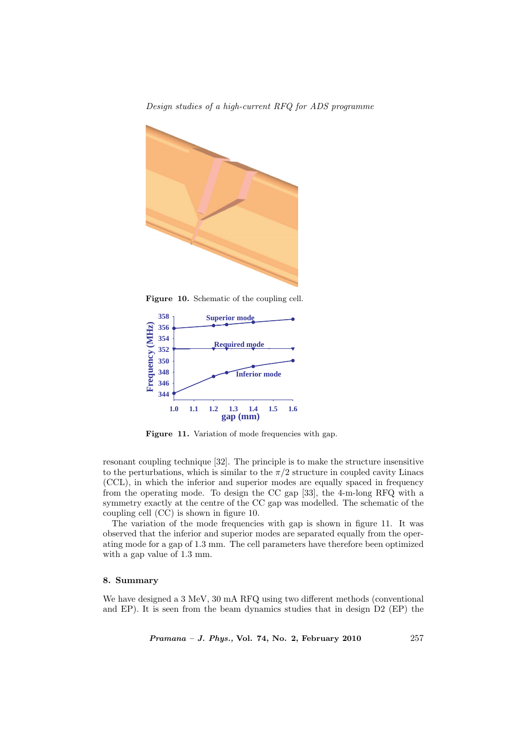**Figure 10.** Schematic of the coupling cell.

**Figure 11.** Variation of mode frequencies with gap.

resonant coupling technique [32]. The principle is to make the structure insensitive to the perturbations, which is similar to the $\pi/2$ structure in coupled cavity Linacs (CCL), in which the inferior and superior modes are equally spaced in frequency from the operating mode. To design the CC gap [33], the 4-m-long RFQ with a symmetry exactly at the centre of the CC gap was modelled. The schematic of the coupling cell (CC) is shown in figure 10.

The variation of the mode frequencies with gap is shown in figure 11. It was observed that the inferior and superior modes are separated equally from the operating mode for a gap of 1.3 mm. The cell parameters have therefore been optimized with a gap value of 1.3 mm.

## 8. Summary

We have designed a 3 MeV, 30 mA RFQ using two different methods (conventional and EP). It is seen from the beam dynamics studies that in design D2 (EP) the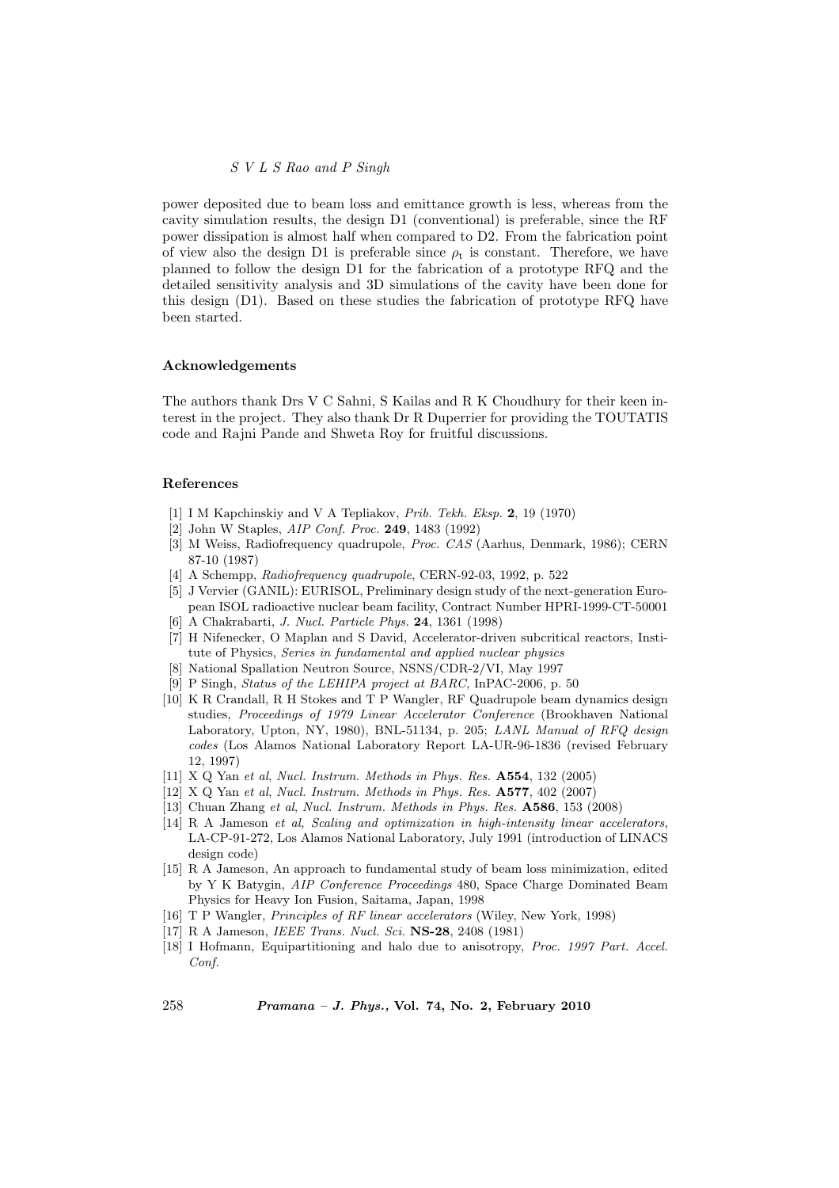power deposited due to beam loss and emittance growth is less, whereas from the cavity simulation results, the design D1 (conventional) is preferable, since the RF power dissipation is almost half when compared to D2. From the fabrication point of view also the design D1 is preferable since $\rho_t$ is constant. Therefore, we have planned to follow the design D1 for the fabrication of a prototype RFQ and the detailed sensitivity analysis and 3D simulations of the cavity have been done for this design (D1). Based on these studies the fabrication of prototype RFQ have been started.

### Acknowledgements

The authors thank Drs V C Sahni, S Kailas and R K Choudhury for their keen interest in the project. They also thank Dr R Duperrier for providing the TOUTATIS code and Rajni Pande and Shweta Roy for fruitful discussions.

### References

[1] I M Kapchinskiy and V A Tepliakov, *Prib. Tekh. Eksp.* **2**, 19 (1970)

[2] John W Staples, *AIP Conf. Proc.* **249**, 1483 (1992)

[3] M Weiss, Radiofrequency quadrupole, *Proc. CAS* (Aarhus, Denmark, 1986); CERN 87-10 (1987)

[4] A Schempp, *Radiofrequency quadrupole*, CERN-92-03, 1992, p. 522

[5] J Vervier (GANIL): EURISOL, Preliminary design study of the next-generation European ISOL radioactive nuclear beam facility, Contract Number HPRI-1999-CT-50001

[6] A Chakrabarti, *J. Nucl. Particle Phys.* **24**, 1361 (1998)

[7] H Nifenecker, O Maplan and S David, Accelerator-driven subcritical reactors, Institute of Physics, *Series in fundamental and applied nuclear physics*

[8] National Spallation Neutron Source, NSNS/CDR-2/VI, May 1997

[9] P Singh, *Status of the LEHIPA project at BARC*, InPAC-2006, p. 50

[10] K R Crandall, R H Stokes and T P Wangler, RF Quadrupole beam dynamics design studies, *Proceedings of 1979 Linear Accelerator Conference* (Brookhaven National Laboratory, Upton, NY, 1980), BNL-51134, p. 205; *LANL Manual of RFQ design codes* (Los Alamos National Laboratory Report LA-UR-96-1836 (revised February 12, 1997)

[11] X Q Yan *et al*, *Nucl. Instrum. Methods in Phys. Res.* **A554**, 132 (2005)

[12] X Q Yan *et al*, *Nucl. Instrum. Methods in Phys. Res.* **A577**, 402 (2007)

[13] Chuan Zhang *et al*, *Nucl. Instrum. Methods in Phys. Res.* **A586**, 153 (2008)

[14] R A Jameson *et al*, *Scaling and optimization in high-intensity linear accelerators*, LA-CP-91-272, Los Alamos National Laboratory, July 1991 (introduction of LINACS design code)

[15] R A Jameson, An approach to fundamental study of beam loss minimization, edited by Y K Batygin, *AIP Conference Proceedings* 480, Space Charge Dominated Beam Physics for Heavy Ion Fusion, Saitama, Japan, 1998

[16] T P Wangler, *Principles of RF linear accelerators* (Wiley, New York, 1998)

[17] R A Jameson, *IEEE Trans. Nucl. Sci.* **NS-28**, 2408 (1981)

[18] I Hofmann, Equipartitioning and halo due to anisotropy, *Proc. 1997 Part. Accel. Conf.*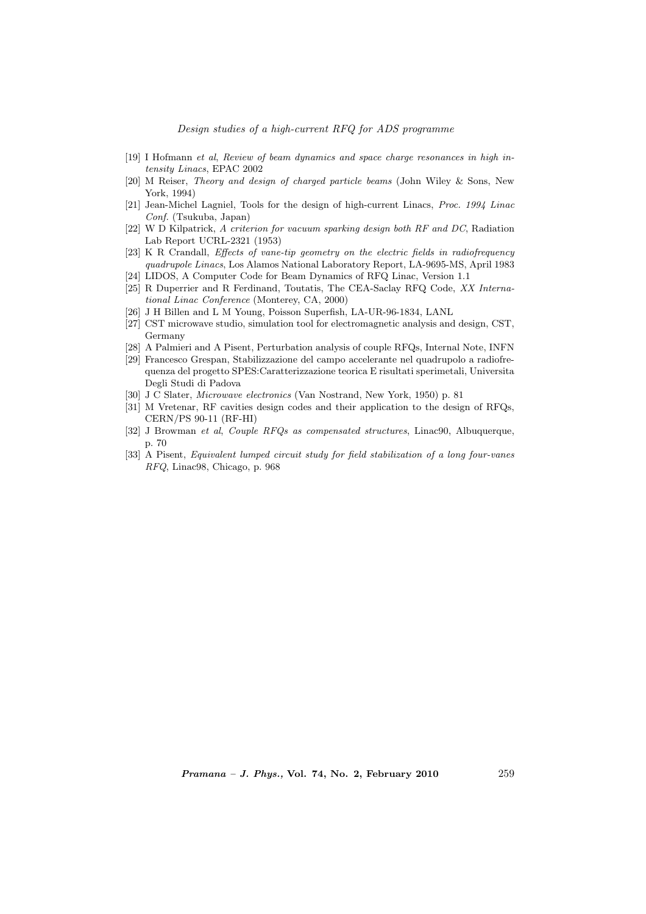[19] I Hofmann *et al*, *Review of beam dynamics and space charge resonances in high intensity Linacs*, EPAC 2002

[20] M Reiser, *Theory and design of charged particle beams* (John Wiley & Sons, New York, 1994)

[21] Jean-Michel Lagniel, Tools for the design of high-current Linacs, *Proc. 1994 Linac Conf.* (Tsukuba, Japan)

[22] W D Kilpatrick, *A criterion for vacuum sparking design both RF and DC*, Radiation Lab Report UCRL-2321 (1953)

[23] K R Crandall, *Effects of vane-tip geometry on the electric fields in radiofrequency quadrupole Linacs*, Los Alamos National Laboratory Report, LA-9695-MS, April 1983

[24] LIDOS, A Computer Code for Beam Dynamics of RFQ Linac, Version 1.1

[25] R Duperrier and R Ferdinand, Toutatis, The CEA-Saclay RFQ Code, *XX International Linac Conference* (Monterey, CA, 2000)

[26] J H Billen and L M Young, Poisson Superfish, LA-UR-96-1834, LANL

[27] CST microwave studio, simulation tool for electromagnetic analysis and design, CST, Germany

[28] A Palmieri and A Pisent, Perturbation analysis of couple RFQs, Internal Note, INFN

[29] Francesco Grespan, Stabilizzazione del campo accelerante nel quadrupolo a radiofrequenza del progetto SPES:Caratterizzazione teorica E risultati sperimetali, Universita Degli Studi di Padova

[30] J C Slater, *Microwave electronics* (Van Nostrand, New York, 1950) p. 81

[31] M Vretenar, RF cavities design codes and their application to the design of RFQs, CERN/PS 90-11 (RF-HI)

[32] J Browman *et al*, *Couple RFQs as compensated structures*, Linac90, Albuquerque, p. 70

[33] A Pisent, *Equivalent lumped circuit study for field stabilization of a long four-vanes RFQ*, Linac98, Chicago, p. 968